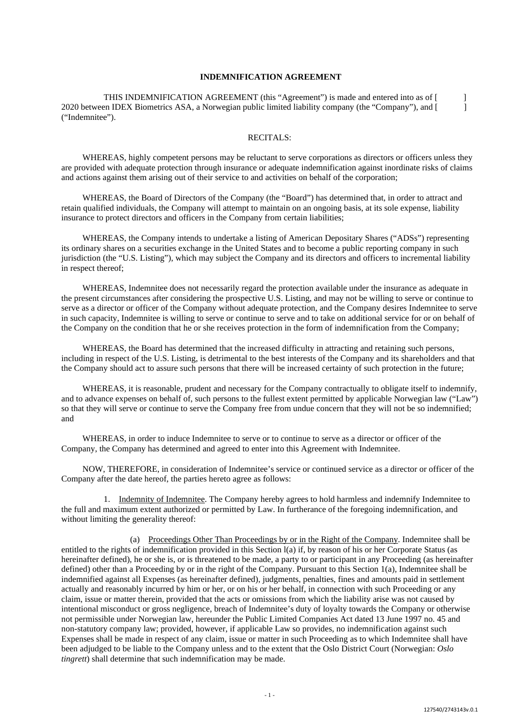# INDEMNIFICATION AGREEMENT

THIS INDEMNIFICATION AGREEMENT (this "Agreement") is made and entered into as of [ ] 2020 between IDEX Biometrics ASA, a Norwegian public limited liability company (the "Company"), and [ ] ("Indemnitee").

## RECITALS:

WHEREAS, highly competent persons may be reluctant to serve corporations as directors or officers unless they are provided with adequate protection through insurance or adequate indemnification against inordinate risks of claims and actions against them arising out of their service to and activities on behalf of the corporation;

WHEREAS, the Board of Directors of the Company (the "Board") has determined that, in order to attract and retain qualified individuals, the Company will attempt to maintain on an ongoing basis, at its sole expense, liability insurance to protect directors and officers in the Company from certain liabilities;

WHEREAS, the Company intends to undertake a listing of American Depositary Shares ("ADSs") representing its ordinary shares on a securities exchange in the United States and to become a public reporting company in such jurisdiction (the "U.S. Listing"), which may subject the Company and its directors and officers to incremental liability in respect thereof;

WHEREAS, Indemnitee does not necessarily regard the protection available under the insurance as adequate in the present circumstances after considering the prospective U.S. Listing, and may not be willing to serve or continue to serve as a director or officer of the Company without adequate protection, and the Company desires Indemnitee to serve in such capacity, Indemnitee is willing to serve or continue to serve and to take on additional service for or on behalf of the Company on the condition that he or she receives protection in the form of indemnification from the Company;

WHEREAS, the Board has determined that the increased difficulty in attracting and retaining such persons, including in respect of the U.S. Listing, is detrimental to the best interests of the Company and its shareholders and that the Company should act to assure such persons that there will be increased certainty of such protection in the future;

WHEREAS, it is reasonable, prudent and necessary for the Company contractually to obligate itself to indemnify, and to advance expenses on behalf of, such persons to the fullest extent permitted by applicable Norwegian law ("Law") so that they will serve or continue to serve the Company free from undue concern that they will not be so indemnified; and

WHEREAS, in order to induce Indemnitee to serve or to continue to serve as a director or officer of the Company, the Company has determined and agreed to enter into this Agreement with Indemnitee.

NOW, THEREFORE, in consideration of Indemnitee's service or continued service as a director or officer of the Company after the date hereof, the parties hereto agree as follows:

1. Indemnity of Indemnitee. The Company hereby agrees to hold harmless and indemnify Indemnitee to the full and maximum extent authorized or permitted by Law. In furtherance of the foregoing indemnification, and without limiting the generality thereof:

(a) Proceedings Other Than Proceedings by or in the Right of the Company. Indemnitee shall be entitled to the rights of indemnification provided in this Section l(a) if, by reason of his or her Corporate Status (as hereinafter defined), he or she is, or is threatened to be made, a party to or participant in any Proceeding (as hereinafter defined) other than a Proceeding by or in the right of the Company. Pursuant to this Section 1(a), Indemnitee shall be indemnified against all Expenses (as hereinafter defined), judgments, penalties, fines and amounts paid in settlement actually and reasonably incurred by him or her, or on his or her behalf, in connection with such Proceeding or any claim, issue or matter therein, provided that the acts or omissions from which the liability arise was not caused by intentional misconduct or gross negligence, breach of Indemnitee's duty of loyalty towards the Company or otherwise not permissible under Norwegian law, hereunder the Public Limited Companies Act dated 13 June 1997 no. 45 and non-statutory company law; provided, however, if applicable Law so provides, no indemnification against such Expenses shall be made in respect of any claim, issue or matter in such Proceeding as to which Indemnitee shall have been adjudged to be liable to the Company unless and to the extent that the Oslo District Court (Norwegian: *Oslo tingrett*) shall determine that such indemnification may be made.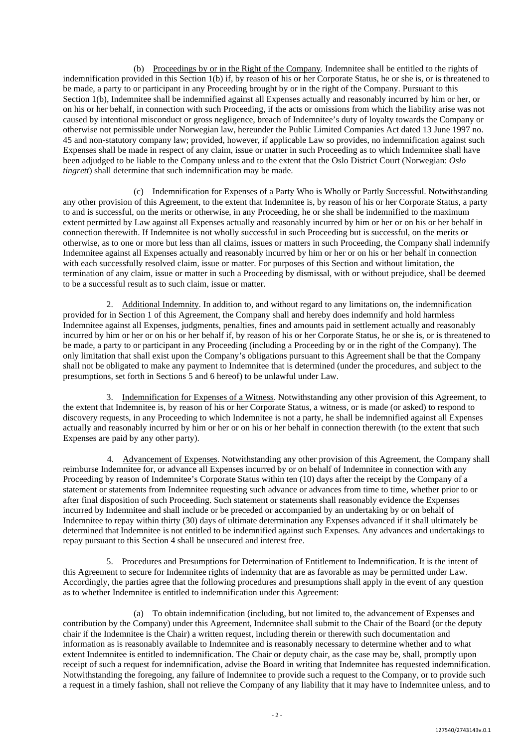(b) Proceedings by or in the Right of the Company. Indemnitee shall be entitled to the rights of indemnification provided in this Section 1(b) if, by reason of his or her Corporate Status, he or she is, or is threatened to be made, a party to or participant in any Proceeding brought by or in the right of the Company. Pursuant to this Section 1(b), Indemnitee shall be indemnified against all Expenses actually and reasonably incurred by him or her, or on his or her behalf, in connection with such Proceeding, if the acts or omissions from which the liability arise was not caused by intentional misconduct or gross negligence, breach of Indemnitee's duty of loyalty towards the Company or otherwise not permissible under Norwegian law, hereunder the Public Limited Companies Act dated 13 June 1997 no. 45 and non-statutory company law; provided, however, if applicable Law so provides, no indemnification against such Expenses shall be made in respect of any claim, issue or matter in such Proceeding as to which Indemnitee shall have been adjudged to be liable to the Company unless and to the extent that the Oslo District Court (Norwegian: *Oslo tingrett*) shall determine that such indemnification may be made.

(c) Indemnification for Expenses of a Party Who is Wholly or Partly Successful. Notwithstanding any other provision of this Agreement, to the extent that Indemnitee is, by reason of his or her Corporate Status, a party to and is successful, on the merits or otherwise, in any Proceeding, he or she shall be indemnified to the maximum extent permitted by Law against all Expenses actually and reasonably incurred by him or her or on his or her behalf in connection therewith. If Indemnitee is not wholly successful in such Proceeding but is successful, on the merits or otherwise, as to one or more but less than all claims, issues or matters in such Proceeding, the Company shall indemnify Indemnitee against all Expenses actually and reasonably incurred by him or her or on his or her behalf in connection with each successfully resolved claim, issue or matter. For purposes of this Section and without limitation, the termination of any claim, issue or matter in such a Proceeding by dismissal, with or without prejudice, shall be deemed to be a successful result as to such claim, issue or matter.

2. Additional Indemnity. In addition to, and without regard to any limitations on, the indemnification provided for in Section 1 of this Agreement, the Company shall and hereby does indemnify and hold harmless Indemnitee against all Expenses, judgments, penalties, fines and amounts paid in settlement actually and reasonably incurred by him or her or on his or her behalf if, by reason of his or her Corporate Status, he or she is, or is threatened to be made, a party to or participant in any Proceeding (including a Proceeding by or in the right of the Company). The only limitation that shall exist upon the Company's obligations pursuant to this Agreement shall be that the Company shall not be obligated to make any payment to Indemnitee that is determined (under the procedures, and subject to the presumptions, set forth in Sections 5 and 6 hereof) to be unlawful under Law.

3. Indemnification for Expenses of a Witness. Notwithstanding any other provision of this Agreement, to the extent that Indemnitee is, by reason of his or her Corporate Status, a witness, or is made (or asked) to respond to discovery requests, in any Proceeding to which Indemnitee is not a party, he shall be indemnified against all Expenses actually and reasonably incurred by him or her or on his or her behalf in connection therewith (to the extent that such Expenses are paid by any other party).

4. Advancement of Expenses. Notwithstanding any other provision of this Agreement, the Company shall reimburse Indemnitee for, or advance all Expenses incurred by or on behalf of Indemnitee in connection with any Proceeding by reason of Indemnitee's Corporate Status within ten (10) days after the receipt by the Company of a statement or statements from Indemnitee requesting such advance or advances from time to time, whether prior to or after final disposition of such Proceeding. Such statement or statements shall reasonably evidence the Expenses incurred by Indemnitee and shall include or be preceded or accompanied by an undertaking by or on behalf of Indemnitee to repay within thirty (30) days of ultimate determination any Expenses advanced if it shall ultimately be determined that Indemnitee is not entitled to be indemnified against such Expenses. Any advances and undertakings to repay pursuant to this Section 4 shall be unsecured and interest free.

5. Procedures and Presumptions for Determination of Entitlement to Indemnification. It is the intent of this Agreement to secure for Indemnitee rights of indemnity that are as favorable as may be permitted under Law. Accordingly, the parties agree that the following procedures and presumptions shall apply in the event of any question as to whether Indemnitee is entitled to indemnification under this Agreement:

(a) To obtain indemnification (including, but not limited to, the advancement of Expenses and contribution by the Company) under this Agreement, Indemnitee shall submit to the Chair of the Board (or the deputy chair if the Indemnitee is the Chair) a written request, including therein or therewith such documentation and information as is reasonably available to Indemnitee and is reasonably necessary to determine whether and to what extent Indemnitee is entitled to indemnification. The Chair or deputy chair, as the case may be, shall, promptly upon receipt of such a request for indemnification, advise the Board in writing that Indemnitee has requested indemnification. Notwithstanding the foregoing, any failure of Indemnitee to provide such a request to the Company, or to provide such a request in a timely fashion, shall not relieve the Company of any liability that it may have to Indemnitee unless, and to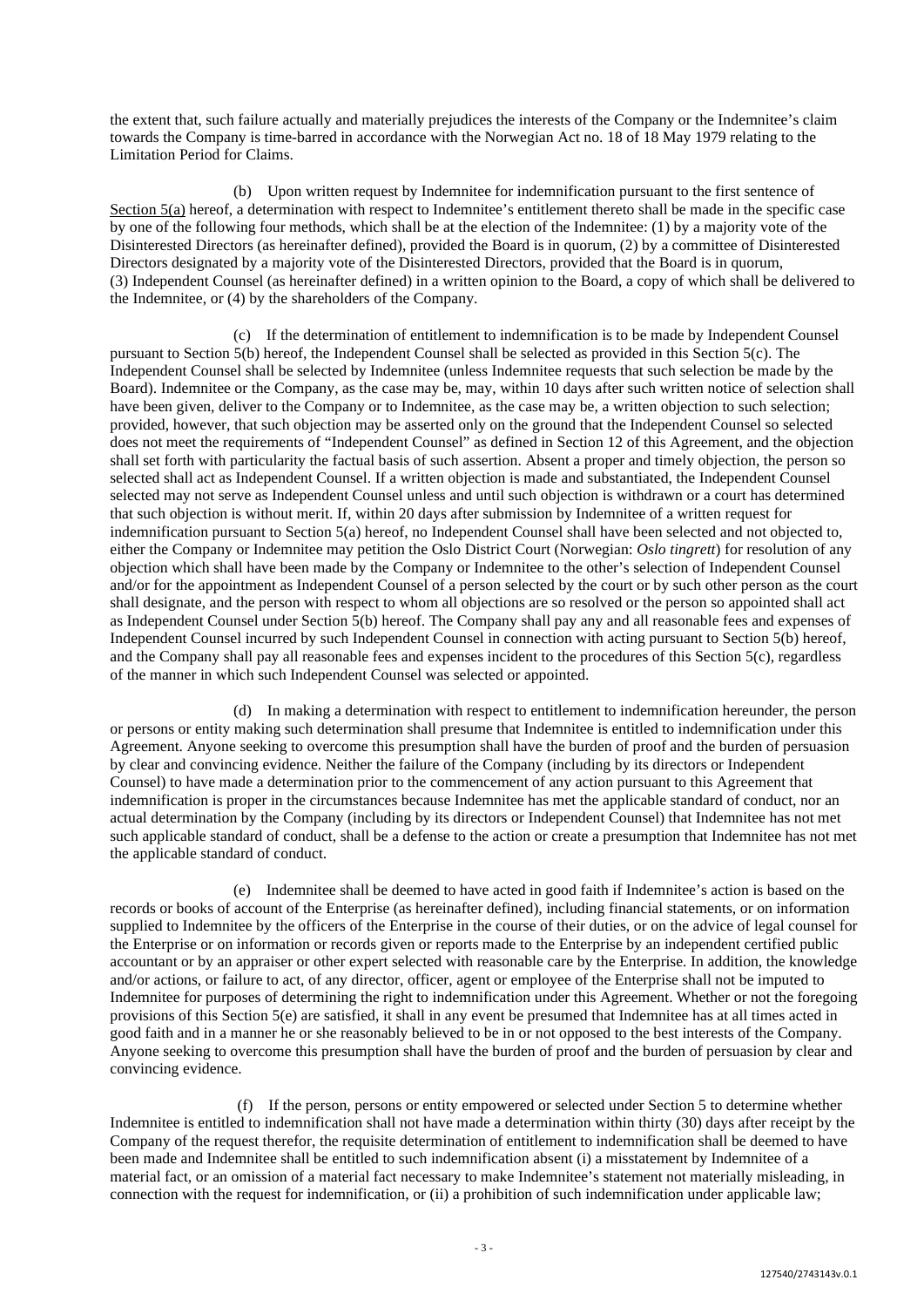the extent that, such failure actually and materially prejudices the interests of the Company or the Indemnitee's claim towards the Company is time-barred in accordance with the Norwegian Act no. 18 of 18 May 1979 relating to the Limitation Period for Claims.

(b) Upon written request by Indemnitee for indemnification pursuant to the first sentence of Section 5(a) hereof, a determination with respect to Indemnitee's entitlement thereto shall be made in the specific case by one of the following four methods, which shall be at the election of the Indemnitee: (1) by a majority vote of the Disinterested Directors (as hereinafter defined), provided the Board is in quorum, (2) by a committee of Disinterested Directors designated by a majority vote of the Disinterested Directors, provided that the Board is in quorum, (3) Independent Counsel (as hereinafter defined) in a written opinion to the Board, a copy of which shall be delivered to the Indemnitee, or (4) by the shareholders of the Company.

(c) If the determination of entitlement to indemnification is to be made by Independent Counsel pursuant to Section 5(b) hereof, the Independent Counsel shall be selected as provided in this Section 5(c). The Independent Counsel shall be selected by Indemnitee (unless Indemnitee requests that such selection be made by the Board). Indemnitee or the Company, as the case may be, may, within 10 days after such written notice of selection shall have been given, deliver to the Company or to Indemnitee, as the case may be, a written objection to such selection; provided, however, that such objection may be asserted only on the ground that the Independent Counsel so selected does not meet the requirements of "Independent Counsel" as defined in Section 12 of this Agreement, and the objection shall set forth with particularity the factual basis of such assertion. Absent a proper and timely objection, the person so selected shall act as Independent Counsel. If a written objection is made and substantiated, the Independent Counsel selected may not serve as Independent Counsel unless and until such objection is withdrawn or a court has determined that such objection is without merit. If, within 20 days after submission by Indemnitee of a written request for indemnification pursuant to Section 5(a) hereof, no Independent Counsel shall have been selected and not objected to, either the Company or Indemnitee may petition the Oslo District Court (Norwegian: *Oslo tingrett*) for resolution of any objection which shall have been made by the Company or Indemnitee to the other's selection of Independent Counsel and/or for the appointment as Independent Counsel of a person selected by the court or by such other person as the court shall designate, and the person with respect to whom all objections are so resolved or the person so appointed shall act as Independent Counsel under Section 5(b) hereof. The Company shall pay any and all reasonable fees and expenses of Independent Counsel incurred by such Independent Counsel in connection with acting pursuant to Section 5(b) hereof, and the Company shall pay all reasonable fees and expenses incident to the procedures of this Section 5(c), regardless of the manner in which such Independent Counsel was selected or appointed.

(d) In making a determination with respect to entitlement to indemnification hereunder, the person or persons or entity making such determination shall presume that Indemnitee is entitled to indemnification under this Agreement. Anyone seeking to overcome this presumption shall have the burden of proof and the burden of persuasion by clear and convincing evidence. Neither the failure of the Company (including by its directors or Independent Counsel) to have made a determination prior to the commencement of any action pursuant to this Agreement that indemnification is proper in the circumstances because Indemnitee has met the applicable standard of conduct, nor an actual determination by the Company (including by its directors or Independent Counsel) that Indemnitee has not met such applicable standard of conduct, shall be a defense to the action or create a presumption that Indemnitee has not met the applicable standard of conduct.

(e) Indemnitee shall be deemed to have acted in good faith if Indemnitee's action is based on the records or books of account of the Enterprise (as hereinafter defined), including financial statements, or on information supplied to Indemnitee by the officers of the Enterprise in the course of their duties, or on the advice of legal counsel for the Enterprise or on information or records given or reports made to the Enterprise by an independent certified public accountant or by an appraiser or other expert selected with reasonable care by the Enterprise. In addition, the knowledge and/or actions, or failure to act, of any director, officer, agent or employee of the Enterprise shall not be imputed to Indemnitee for purposes of determining the right to indemnification under this Agreement. Whether or not the foregoing provisions of this Section 5(e) are satisfied, it shall in any event be presumed that Indemnitee has at all times acted in good faith and in a manner he or she reasonably believed to be in or not opposed to the best interests of the Company. Anyone seeking to overcome this presumption shall have the burden of proof and the burden of persuasion by clear and convincing evidence.

(f) If the person, persons or entity empowered or selected under Section 5 to determine whether Indemnitee is entitled to indemnification shall not have made a determination within thirty (30) days after receipt by the Company of the request therefor, the requisite determination of entitlement to indemnification shall be deemed to have been made and Indemnitee shall be entitled to such indemnification absent (i) a misstatement by Indemnitee of a material fact, or an omission of a material fact necessary to make Indemnitee's statement not materially misleading, in connection with the request for indemnification, or (ii) a prohibition of such indemnification under applicable law;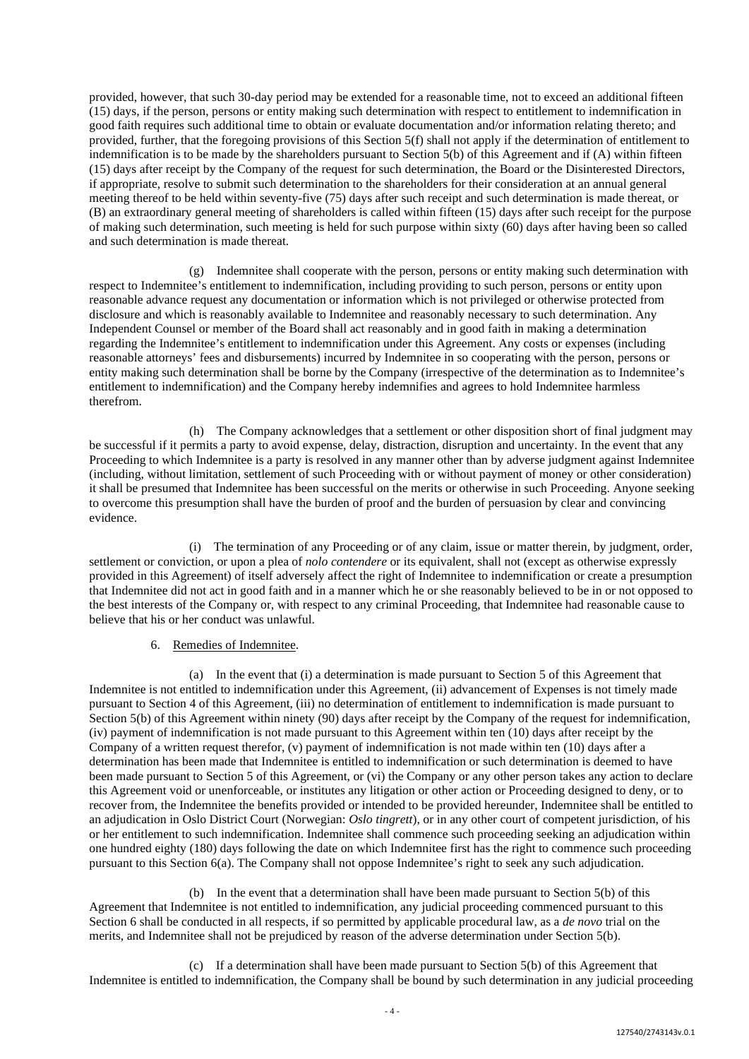provided, however, that such 30-day period may be extended for a reasonable time, not to exceed an additional fifteen (15) days, if the person, persons or entity making such determination with respect to entitlement to indemnification in good faith requires such additional time to obtain or evaluate documentation and/or information relating thereto; and provided, further, that the foregoing provisions of this Section 5(f) shall not apply if the determination of entitlement to indemnification is to be made by the shareholders pursuant to Section 5(b) of this Agreement and if (A) within fifteen (15) days after receipt by the Company of the request for such determination, the Board or the Disinterested Directors, if appropriate, resolve to submit such determination to the shareholders for their consideration at an annual general meeting thereof to be held within seventy-five (75) days after such receipt and such determination is made thereat, or (B) an extraordinary general meeting of shareholders is called within fifteen (15) days after such receipt for the purpose of making such determination, such meeting is held for such purpose within sixty (60) days after having been so called and such determination is made thereat.

(g) Indemnitee shall cooperate with the person, persons or entity making such determination with respect to Indemnitee's entitlement to indemnification, including providing to such person, persons or entity upon reasonable advance request any documentation or information which is not privileged or otherwise protected from disclosure and which is reasonably available to Indemnitee and reasonably necessary to such determination. Any Independent Counsel or member of the Board shall act reasonably and in good faith in making a determination regarding the Indemnitee's entitlement to indemnification under this Agreement. Any costs or expenses (including reasonable attorneys' fees and disbursements) incurred by Indemnitee in so cooperating with the person, persons or entity making such determination shall be borne by the Company (irrespective of the determination as to Indemnitee's entitlement to indemnification) and the Company hereby indemnifies and agrees to hold Indemnitee harmless therefrom.

(h) The Company acknowledges that a settlement or other disposition short of final judgment may be successful if it permits a party to avoid expense, delay, distraction, disruption and uncertainty. In the event that any Proceeding to which Indemnitee is a party is resolved in any manner other than by adverse judgment against Indemnitee (including, without limitation, settlement of such Proceeding with or without payment of money or other consideration) it shall be presumed that Indemnitee has been successful on the merits or otherwise in such Proceeding. Anyone seeking to overcome this presumption shall have the burden of proof and the burden of persuasion by clear and convincing evidence.

(i) The termination of any Proceeding or of any claim, issue or matter therein, by judgment, order, settlement or conviction, or upon a plea of *nolo contendere* or its equivalent, shall not (except as otherwise expressly provided in this Agreement) of itself adversely affect the right of Indemnitee to indemnification or create a presumption that Indemnitee did not act in good faith and in a manner which he or she reasonably believed to be in or not opposed to the best interests of the Company or, with respect to any criminal Proceeding, that Indemnitee had reasonable cause to believe that his or her conduct was unlawful.

6. Remedies of Indemnitee.

(a) In the event that (i) a determination is made pursuant to Section 5 of this Agreement that Indemnitee is not entitled to indemnification under this Agreement, (ii) advancement of Expenses is not timely made pursuant to Section 4 of this Agreement, (iii) no determination of entitlement to indemnification is made pursuant to Section 5(b) of this Agreement within ninety (90) days after receipt by the Company of the request for indemnification, (iv) payment of indemnification is not made pursuant to this Agreement within ten (10) days after receipt by the Company of a written request therefor, (v) payment of indemnification is not made within ten (10) days after a determination has been made that Indemnitee is entitled to indemnification or such determination is deemed to have been made pursuant to Section 5 of this Agreement, or (vi) the Company or any other person takes any action to declare this Agreement void or unenforceable, or institutes any litigation or other action or Proceeding designed to deny, or to recover from, the Indemnitee the benefits provided or intended to be provided hereunder, Indemnitee shall be entitled to an adjudication in Oslo District Court (Norwegian: *Oslo tingrett*), or in any other court of competent jurisdiction, of his or her entitlement to such indemnification. Indemnitee shall commence such proceeding seeking an adjudication within one hundred eighty (180) days following the date on which Indemnitee first has the right to commence such proceeding pursuant to this Section 6(a). The Company shall not oppose Indemnitee's right to seek any such adjudication.

(b) In the event that a determination shall have been made pursuant to Section 5(b) of this Agreement that Indemnitee is not entitled to indemnification, any judicial proceeding commenced pursuant to this Section 6 shall be conducted in all respects, if so permitted by applicable procedural law, as a *de novo* trial on the merits, and Indemnitee shall not be prejudiced by reason of the adverse determination under Section 5(b).

(c) If a determination shall have been made pursuant to Section 5(b) of this Agreement that Indemnitee is entitled to indemnification, the Company shall be bound by such determination in any judicial proceeding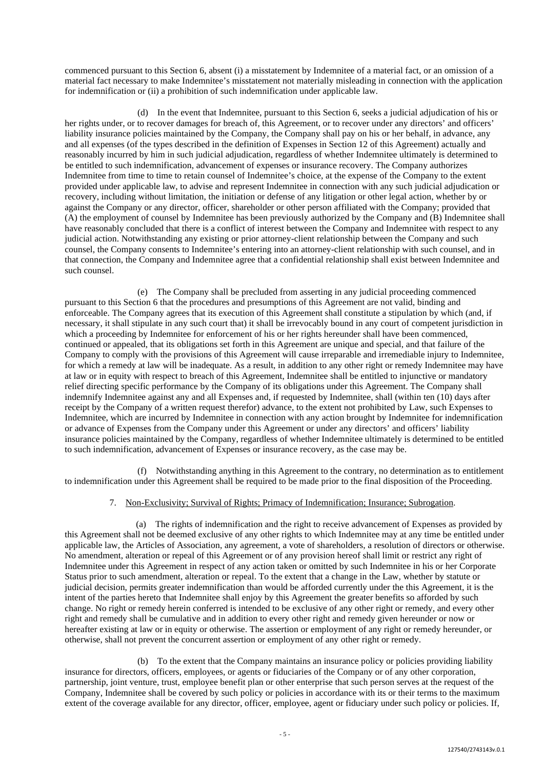commenced pursuant to this Section 6, absent (i) a misstatement by Indemnitee of a material fact, or an omission of a material fact necessary to make Indemnitee's misstatement not materially misleading in connection with the application for indemnification or (ii) a prohibition of such indemnification under applicable law.

(d) In the event that Indemnitee, pursuant to this Section 6, seeks a judicial adjudication of his or her rights under, or to recover damages for breach of, this Agreement, or to recover under any directors' and officers' liability insurance policies maintained by the Company, the Company shall pay on his or her behalf, in advance, any and all expenses (of the types described in the definition of Expenses in Section 12 of this Agreement) actually and reasonably incurred by him in such judicial adjudication, regardless of whether Indemnitee ultimately is determined to be entitled to such indemnification, advancement of expenses or insurance recovery. The Company authorizes Indemnitee from time to time to retain counsel of Indemnitee's choice, at the expense of the Company to the extent provided under applicable law, to advise and represent Indemnitee in connection with any such judicial adjudication or recovery, including without limitation, the initiation or defense of any litigation or other legal action, whether by or against the Company or any director, officer, shareholder or other person affiliated with the Company; provided that (A) the employment of counsel by Indemnitee has been previously authorized by the Company and (B) Indemnitee shall have reasonably concluded that there is a conflict of interest between the Company and Indemnitee with respect to any judicial action. Notwithstanding any existing or prior attorney-client relationship between the Company and such counsel, the Company consents to Indemnitee's entering into an attorney-client relationship with such counsel, and in that connection, the Company and Indemnitee agree that a confidential relationship shall exist between Indemnitee and such counsel.

(e) The Company shall be precluded from asserting in any judicial proceeding commenced pursuant to this Section 6 that the procedures and presumptions of this Agreement are not valid, binding and enforceable. The Company agrees that its execution of this Agreement shall constitute a stipulation by which (and, if necessary, it shall stipulate in any such court that) it shall be irrevocably bound in any court of competent jurisdiction in which a proceeding by Indemnitee for enforcement of his or her rights hereunder shall have been commenced, continued or appealed, that its obligations set forth in this Agreement are unique and special, and that failure of the Company to comply with the provisions of this Agreement will cause irreparable and irremediable injury to Indemnitee, for which a remedy at law will be inadequate. As a result, in addition to any other right or remedy Indemnitee may have at law or in equity with respect to breach of this Agreement, Indemnitee shall be entitled to injunctive or mandatory relief directing specific performance by the Company of its obligations under this Agreement. The Company shall indemnify Indemnitee against any and all Expenses and, if requested by Indemnitee, shall (within ten (10) days after receipt by the Company of a written request therefor) advance, to the extent not prohibited by Law, such Expenses to Indemnitee, which are incurred by Indemnitee in connection with any action brought by Indemnitee for indemnification or advance of Expenses from the Company under this Agreement or under any directors' and officers' liability insurance policies maintained by the Company, regardless of whether Indemnitee ultimately is determined to be entitled to such indemnification, advancement of Expenses or insurance recovery, as the case may be.

(f) Notwithstanding anything in this Agreement to the contrary, no determination as to entitlement to indemnification under this Agreement shall be required to be made prior to the final disposition of the Proceeding.

7. Non-Exclusivity; Survival of Rights; Primacy of Indemnification; Insurance; Subrogation.

(a) The rights of indemnification and the right to receive advancement of Expenses as provided by this Agreement shall not be deemed exclusive of any other rights to which Indemnitee may at any time be entitled under applicable law, the Articles of Association, any agreement, a vote of shareholders, a resolution of directors or otherwise. No amendment, alteration or repeal of this Agreement or of any provision hereof shall limit or restrict any right of Indemnitee under this Agreement in respect of any action taken or omitted by such Indemnitee in his or her Corporate Status prior to such amendment, alteration or repeal. To the extent that a change in the Law, whether by statute or judicial decision, permits greater indemnification than would be afforded currently under the this Agreement, it is the intent of the parties hereto that Indemnitee shall enjoy by this Agreement the greater benefits so afforded by such change. No right or remedy herein conferred is intended to be exclusive of any other right or remedy, and every other right and remedy shall be cumulative and in addition to every other right and remedy given hereunder or now or hereafter existing at law or in equity or otherwise. The assertion or employment of any right or remedy hereunder, or otherwise, shall not prevent the concurrent assertion or employment of any other right or remedy.

(b) To the extent that the Company maintains an insurance policy or policies providing liability insurance for directors, officers, employees, or agents or fiduciaries of the Company or of any other corporation, partnership, joint venture, trust, employee benefit plan or other enterprise that such person serves at the request of the Company, Indemnitee shall be covered by such policy or policies in accordance with its or their terms to the maximum extent of the coverage available for any director, officer, employee, agent or fiduciary under such policy or policies. If,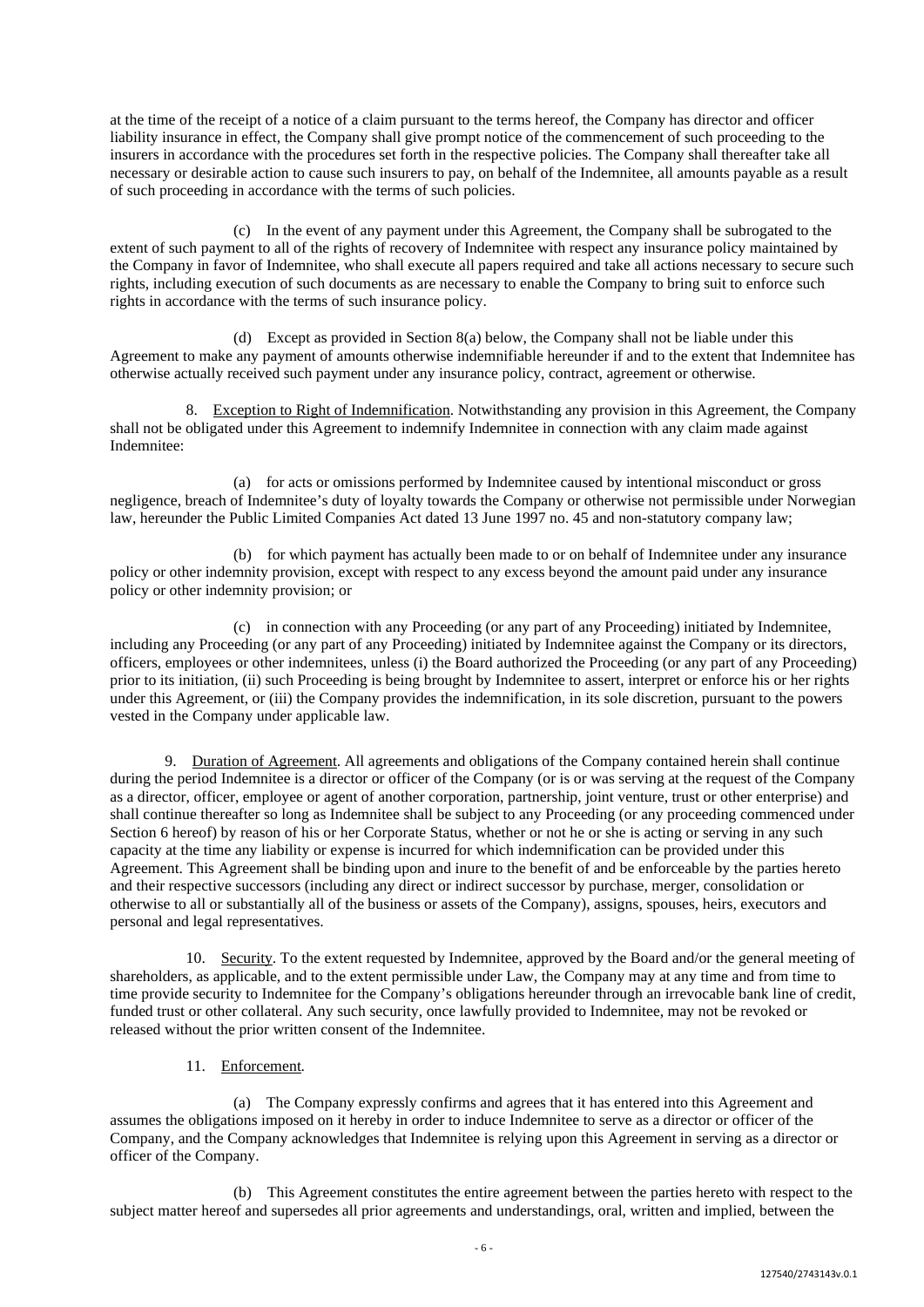at the time of the receipt of a notice of a claim pursuant to the terms hereof, the Company has director and officer liability insurance in effect, the Company shall give prompt notice of the commencement of such proceeding to the insurers in accordance with the procedures set forth in the respective policies. The Company shall thereafter take all necessary or desirable action to cause such insurers to pay, on behalf of the Indemnitee, all amounts payable as a result of such proceeding in accordance with the terms of such policies.

(c) In the event of any payment under this Agreement, the Company shall be subrogated to the extent of such payment to all of the rights of recovery of Indemnitee with respect any insurance policy maintained by the Company in favor of Indemnitee, who shall execute all papers required and take all actions necessary to secure such rights, including execution of such documents as are necessary to enable the Company to bring suit to enforce such rights in accordance with the terms of such insurance policy.

(d) Except as provided in Section 8(a) below, the Company shall not be liable under this Agreement to make any payment of amounts otherwise indemnifiable hereunder if and to the extent that Indemnitee has otherwise actually received such payment under any insurance policy, contract, agreement or otherwise.

8. Exception to Right of Indemnification. Notwithstanding any provision in this Agreement, the Company shall not be obligated under this Agreement to indemnify Indemnitee in connection with any claim made against Indemnitee:

(a) for acts or omissions performed by Indemnitee caused by intentional misconduct or gross negligence, breach of Indemnitee's duty of loyalty towards the Company or otherwise not permissible under Norwegian law, hereunder the Public Limited Companies Act dated 13 June 1997 no. 45 and non-statutory company law;

(b) for which payment has actually been made to or on behalf of Indemnitee under any insurance policy or other indemnity provision, except with respect to any excess beyond the amount paid under any insurance policy or other indemnity provision; or

(c) in connection with any Proceeding (or any part of any Proceeding) initiated by Indemnitee, including any Proceeding (or any part of any Proceeding) initiated by Indemnitee against the Company or its directors, officers, employees or other indemnitees, unless (i) the Board authorized the Proceeding (or any part of any Proceeding) prior to its initiation, (ii) such Proceeding is being brought by Indemnitee to assert, interpret or enforce his or her rights under this Agreement, or (iii) the Company provides the indemnification, in its sole discretion, pursuant to the powers vested in the Company under applicable law.

9. Duration of Agreement. All agreements and obligations of the Company contained herein shall continue during the period Indemnitee is a director or officer of the Company (or is or was serving at the request of the Company as a director, officer, employee or agent of another corporation, partnership, joint venture, trust or other enterprise) and shall continue thereafter so long as Indemnitee shall be subject to any Proceeding (or any proceeding commenced under Section 6 hereof) by reason of his or her Corporate Status, whether or not he or she is acting or serving in any such capacity at the time any liability or expense is incurred for which indemnification can be provided under this Agreement. This Agreement shall be binding upon and inure to the benefit of and be enforceable by the parties hereto and their respective successors (including any direct or indirect successor by purchase, merger, consolidation or otherwise to all or substantially all of the business or assets of the Company), assigns, spouses, heirs, executors and personal and legal representatives.

10. Security. To the extent requested by Indemnitee, approved by the Board and/or the general meeting of shareholders, as applicable, and to the extent permissible under Law, the Company may at any time and from time to time provide security to Indemnitee for the Company's obligations hereunder through an irrevocable bank line of credit, funded trust or other collateral. Any such security, once lawfully provided to Indemnitee, may not be revoked or released without the prior written consent of the Indemnitee.

11. Enforcement.

(a) The Company expressly confirms and agrees that it has entered into this Agreement and assumes the obligations imposed on it hereby in order to induce Indemnitee to serve as a director or officer of the Company, and the Company acknowledges that Indemnitee is relying upon this Agreement in serving as a director or officer of the Company.

(b) This Agreement constitutes the entire agreement between the parties hereto with respect to the subject matter hereof and supersedes all prior agreements and understandings, oral, written and implied, between the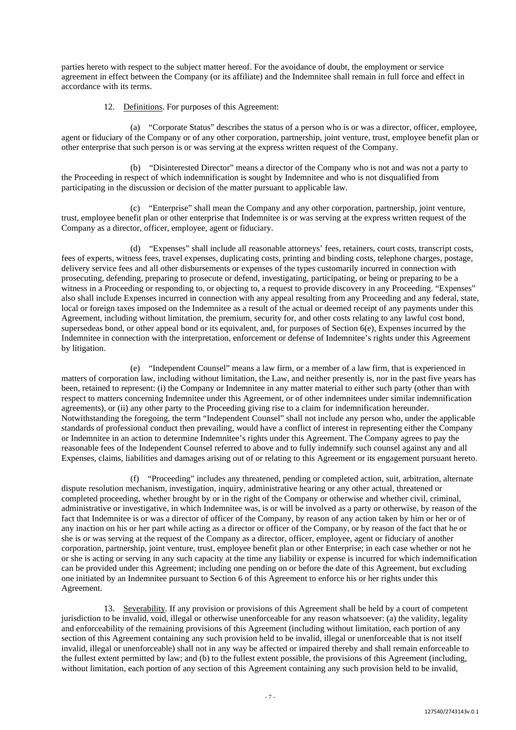parties hereto with respect to the subject matter hereof. For the avoidance of doubt, the employment or service agreement in effect between the Company (or its affiliate) and the Indemnitee shall remain in full force and effect in accordance with its terms.

12. Definitions. For purposes of this Agreement:

(a) "Corporate Status" describes the status of a person who is or was a director, officer, employee, agent or fiduciary of the Company or of any other corporation, partnership, joint venture, trust, employee benefit plan or other enterprise that such person is or was serving at the express written request of the Company.

(b) "Disinterested Director" means a director of the Company who is not and was not a party to the Proceeding in respect of which indemnification is sought by Indemnitee and who is not disqualified from participating in the discussion or decision of the matter pursuant to applicable law.

(c) "Enterprise" shall mean the Company and any other corporation, partnership, joint venture, trust, employee benefit plan or other enterprise that Indemnitee is or was serving at the express written request of the Company as a director, officer, employee, agent or fiduciary.

(d) "Expenses" shall include all reasonable attorneys' fees, retainers, court costs, transcript costs, fees of experts, witness fees, travel expenses, duplicating costs, printing and binding costs, telephone charges, postage, delivery service fees and all other disbursements or expenses of the types customarily incurred in connection with prosecuting, defending, preparing to prosecute or defend, investigating, participating, or being or preparing to be a witness in a Proceeding or responding to, or objecting to, a request to provide discovery in any Proceeding. "Expenses" also shall include Expenses incurred in connection with any appeal resulting from any Proceeding and any federal, state, local or foreign taxes imposed on the Indemnitee as a result of the actual or deemed receipt of any payments under this Agreement, including without limitation, the premium, security for, and other costs relating to any lawful cost bond, supersedeas bond, or other appeal bond or its equivalent, and, for purposes of Section 6(e), Expenses incurred by the Indemnitee in connection with the interpretation, enforcement or defense of Indemnitee's rights under this Agreement by litigation.

(e) "Independent Counsel" means a law firm, or a member of a law firm, that is experienced in matters of corporation law, including without limitation, the Law, and neither presently is, nor in the past five years has been, retained to represent: (i) the Company or Indemnitee in any matter material to either such party (other than with respect to matters concerning Indemnitee under this Agreement, or of other indemnitees under similar indemnification agreements), or (ii) any other party to the Proceeding giving rise to a claim for indemnification hereunder. Notwithstanding the foregoing, the term "Independent Counsel" shall not include any person who, under the applicable standards of professional conduct then prevailing, would have a conflict of interest in representing either the Company or Indemnitee in an action to determine Indemnitee's rights under this Agreement. The Company agrees to pay the reasonable fees of the Independent Counsel referred to above and to fully indemnify such counsel against any and all Expenses, claims, liabilities and damages arising out of or relating to this Agreement or its engagement pursuant hereto.

(f) "Proceeding" includes any threatened, pending or completed action, suit, arbitration, alternate dispute resolution mechanism, investigation, inquiry, administrative hearing or any other actual, threatened or completed proceeding, whether brought by or in the right of the Company or otherwise and whether civil, criminal, administrative or investigative, in which Indemnitee was, is or will be involved as a party or otherwise, by reason of the fact that Indemnitee is or was a director of officer of the Company, by reason of any action taken by him or her or of any inaction on his or her part while acting as a director or officer of the Company, or by reason of the fact that he or she is or was serving at the request of the Company as a director, officer, employee, agent or fiduciary of another corporation, partnership, joint venture, trust, employee benefit plan or other Enterprise; in each case whether or not he or she is acting or serving in any such capacity at the time any liability or expense is incurred for which indemnification can be provided under this Agreement; including one pending on or before the date of this Agreement, but excluding one initiated by an Indemnitee pursuant to Section 6 of this Agreement to enforce his or her rights under this Agreement.

13. Severability. If any provision or provisions of this Agreement shall be held by a court of competent jurisdiction to be invalid, void, illegal or otherwise unenforceable for any reason whatsoever: (a) the validity, legality and enforceability of the remaining provisions of this Agreement (including without limitation, each portion of any section of this Agreement containing any such provision held to be invalid, illegal or unenforceable that is not itself invalid, illegal or unenforceable) shall not in any way be affected or impaired thereby and shall remain enforceable to the fullest extent permitted by law; and (b) to the fullest extent possible, the provisions of this Agreement (including, without limitation, each portion of any section of this Agreement containing any such provision held to be invalid,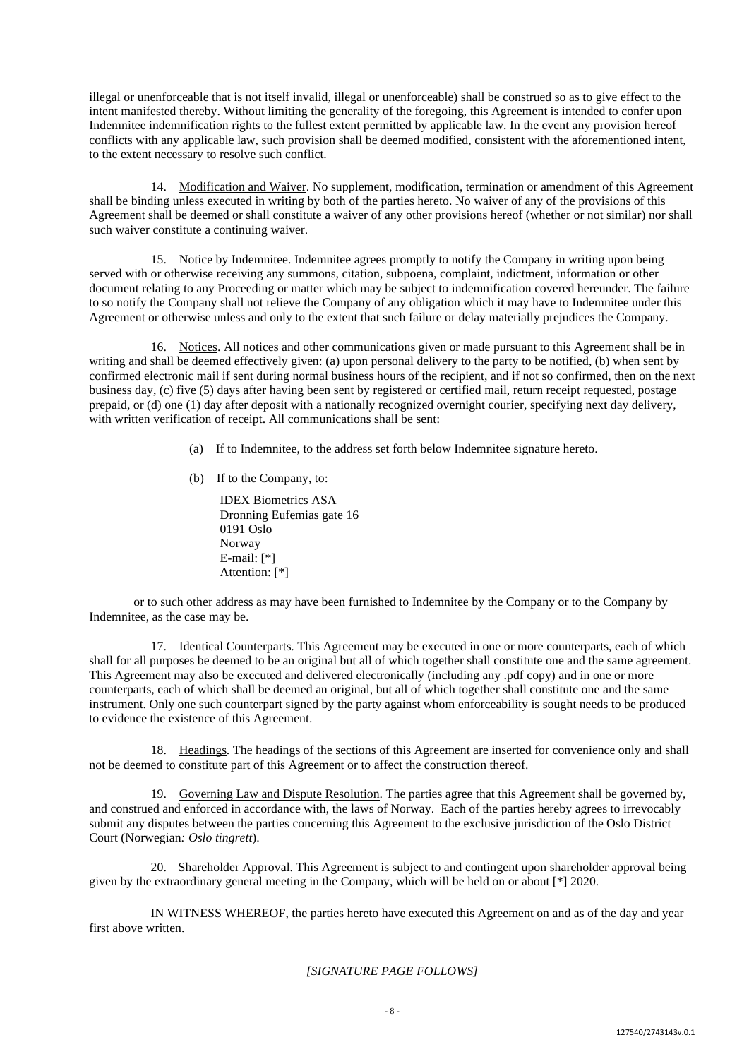illegal or unenforceable that is not itself invalid, illegal or unenforceable) shall be construed so as to give effect to the intent manifested thereby. Without limiting the generality of the foregoing, this Agreement is intended to confer upon Indemnitee indemnification rights to the fullest extent permitted by applicable law. In the event any provision hereof conflicts with any applicable law, such provision shall be deemed modified, consistent with the aforementioned intent, to the extent necessary to resolve such conflict.

14. Modification and Waiver. No supplement, modification, termination or amendment of this Agreement shall be binding unless executed in writing by both of the parties hereto. No waiver of any of the provisions of this Agreement shall be deemed or shall constitute a waiver of any other provisions hereof (whether or not similar) nor shall such waiver constitute a continuing waiver.

15. Notice by Indemnitee. Indemnitee agrees promptly to notify the Company in writing upon being served with or otherwise receiving any summons, citation, subpoena, complaint, indictment, information or other document relating to any Proceeding or matter which may be subject to indemnification covered hereunder. The failure to so notify the Company shall not relieve the Company of any obligation which it may have to Indemnitee under this Agreement or otherwise unless and only to the extent that such failure or delay materially prejudices the Company.

16. Notices. All notices and other communications given or made pursuant to this Agreement shall be in writing and shall be deemed effectively given: (a) upon personal delivery to the party to be notified, (b) when sent by confirmed electronic mail if sent during normal business hours of the recipient, and if not so confirmed, then on the next business day, (c) five (5) days after having been sent by registered or certified mail, return receipt requested, postage prepaid, or (d) one (1) day after deposit with a nationally recognized overnight courier, specifying next day delivery, with written verification of receipt. All communications shall be sent:

(a) If to Indemnitee, to the address set forth below Indemnitee signature hereto.

(b) If to the Company, to:

IDEX Biometrics ASA
Dronning Eufemias gate 16
0191 Oslo
Norway
E-mail: [*]
Attention: [*]

or to such other address as may have been furnished to Indemnitee by the Company or to the Company by Indemnitee, as the case may be.

17. Identical Counterparts. This Agreement may be executed in one or more counterparts, each of which shall for all purposes be deemed to be an original but all of which together shall constitute one and the same agreement. This Agreement may also be executed and delivered electronically (including any .pdf copy) and in one or more counterparts, each of which shall be deemed an original, but all of which together shall constitute one and the same instrument. Only one such counterpart signed by the party against whom enforceability is sought needs to be produced to evidence the existence of this Agreement.

18. Headings. The headings of the sections of this Agreement are inserted for convenience only and shall not be deemed to constitute part of this Agreement or to affect the construction thereof.

19. Governing Law and Dispute Resolution. The parties agree that this Agreement shall be governed by, and construed and enforced in accordance with, the laws of Norway. Each of the parties hereby agrees to irrevocably submit any disputes between the parties concerning this Agreement to the exclusive jurisdiction of the Oslo District Court (Norwegian*: Oslo tingrett*).

20. Shareholder Approval. This Agreement is subject to and contingent upon shareholder approval being given by the extraordinary general meeting in the Company, which will be held on or about [*] 2020.

IN WITNESS WHEREOF, the parties hereto have executed this Agreement on and as of the day and year first above written.

*[SIGNATURE PAGE FOLLOWS]*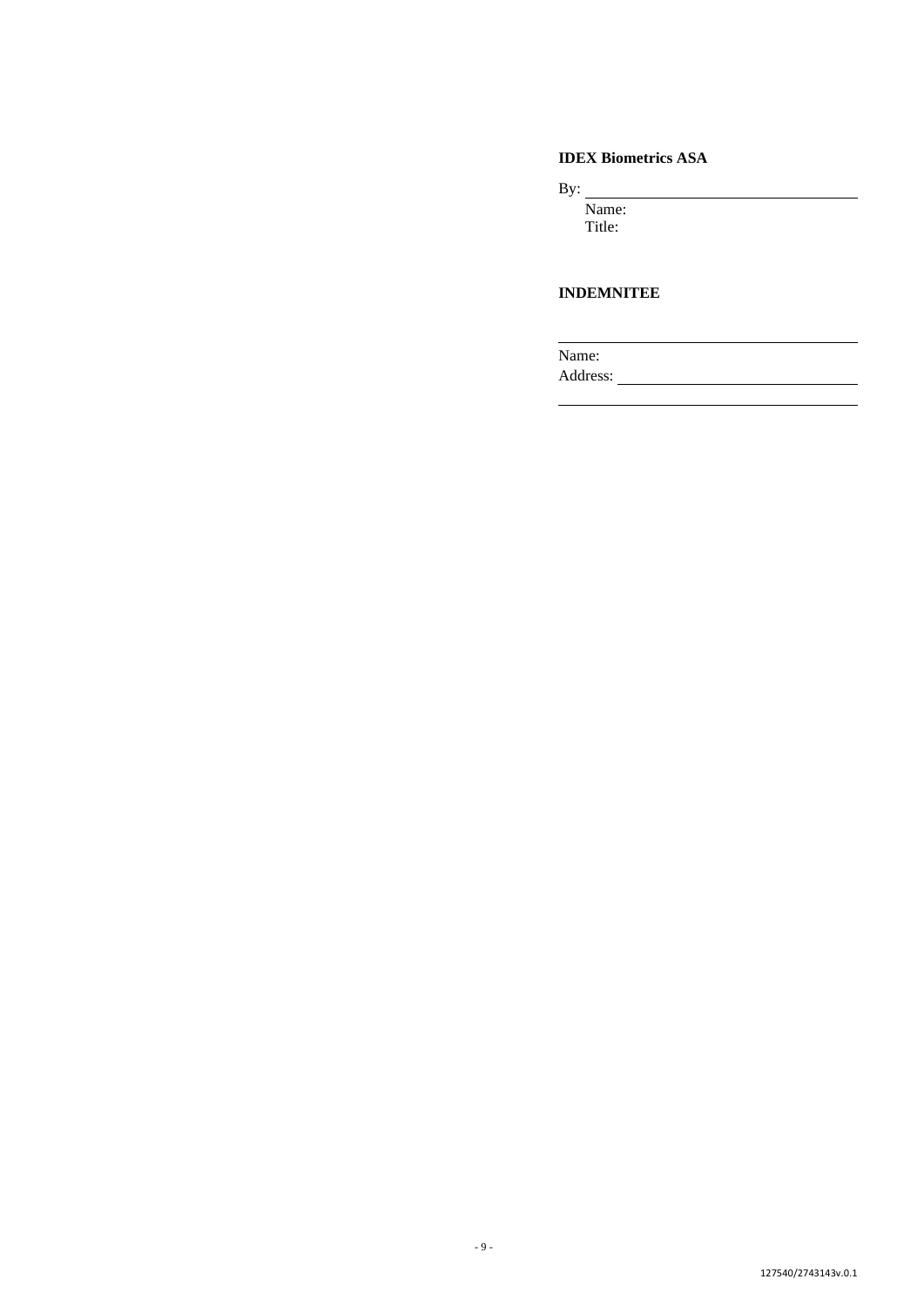**IDEX Biometrics ASA**

By: \_\_\_\_\_\_\_\_\_\_\_\_\_\_\_\_\_\_\_\_\_\_\_\_\_\_\_\_\_\_\_\_

Name:

Title:

**INDEMNITEE**

\_\_\_\_\_\_\_\_\_\_\_\_\_\_\_\_\_\_\_\_\_\_\_\_\_\_\_\_\_\_\_\_\_\_\_\_

Name:

Address: \_\_\_\_\_\_\_\_\_\_\_\_\_\_\_\_\_\_\_\_\_\_\_\_\_\_\_\_

\_\_\_\_\_\_\_\_\_\_\_\_\_\_\_\_\_\_\_\_\_\_\_\_\_\_\_\_\_\_\_\_\_\_\_\_

127540/2743143v.0.1